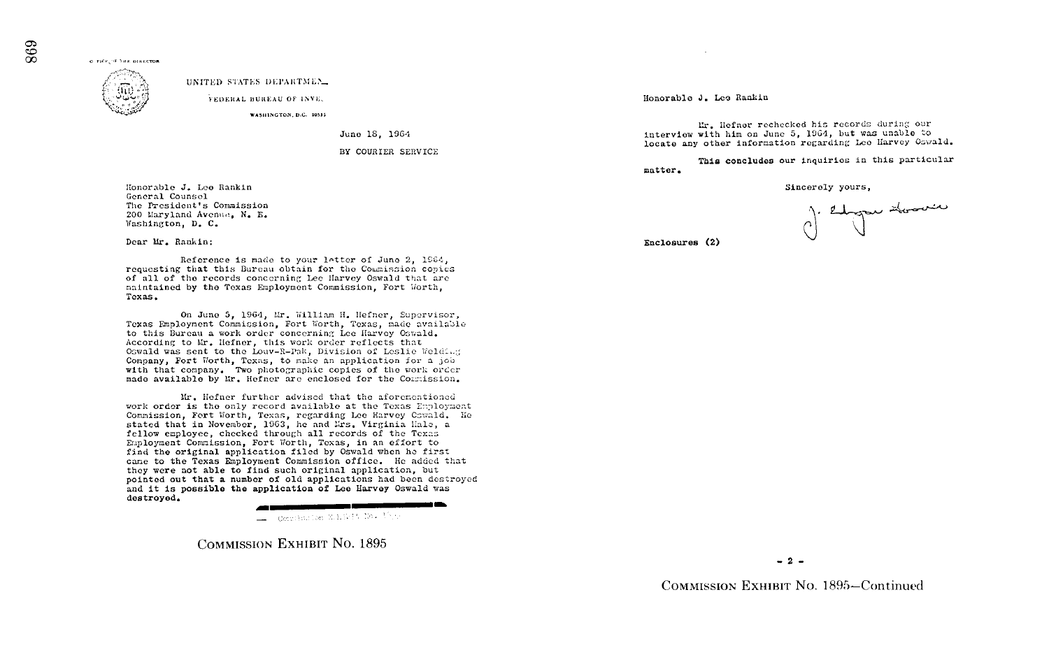OFFICE OF THE DIRECTOR

UNITED STATES DEPARTMENT

FEDERAL BUREAU OF INVE.

WASHINGTON, D.C. 20535

June 18, 1964

BY COURIER SERVICE

Honorable J. Lee Rankin
General Counsel
The President's Commission
200 Maryland Avenue, N. E.
Washington, D. C.

Dear Mr. Rankin:

Reference is made to your letter of June 2, 1964, requesting that this Bureau obtain for the Commission copies of all of the records concerning Lee Harvey Oswald that are maintained by the Texas Employment Commission, Fort Worth, Texas.

On June 5, 1964, Mr. William H. Hefner, Supervisor, Texas Employment Commission, Fort Worth, Texas, made available to this Bureau a work order concerning Lee Harvey Oswald. According to Mr. Hefner, this work order reflects that Oswald was sent to the Louv-R-Pak, Division of Leslie Welding Company, Fort Worth, Texas, to make an application for a job with that company. Two photographic copies of the work order made available by Mr. Hefner are enclosed for the Commission.

Mr. Hefner further advised that the aforementioned work order is the only record available at the Texas Employment Commission, Fort Worth, Texas, regarding Lee Harvey Oswald. He stated that in November, 1963, he and Mrs. Virginia Hale, a fellow employee, checked through all records of the Texas Employment Commission, Fort Worth, Texas, in an effort to find the original application filed by Oswald when he first came to the Texas Employment Commission office. He added that they were not able to find such original application, but pointed out that a number of old applications had been destroyed and it is possible the application of Lee Harvey Oswald was destroyed.

COMMISSION EXHIBIT No. 1895

Honorable J. Lee Rankin

Mr. Hefner rechecked his records during our interview with him on June 5, 1964, but was unable to locate any other information regarding Lee Harvey Oswald.

This concludes our inquiries in this particular matter.

Sincerely yours,

J. Edgar Hoover

Enclosures (2)

\- 2 -

COMMISSION EXHIBIT No. 1895—Continued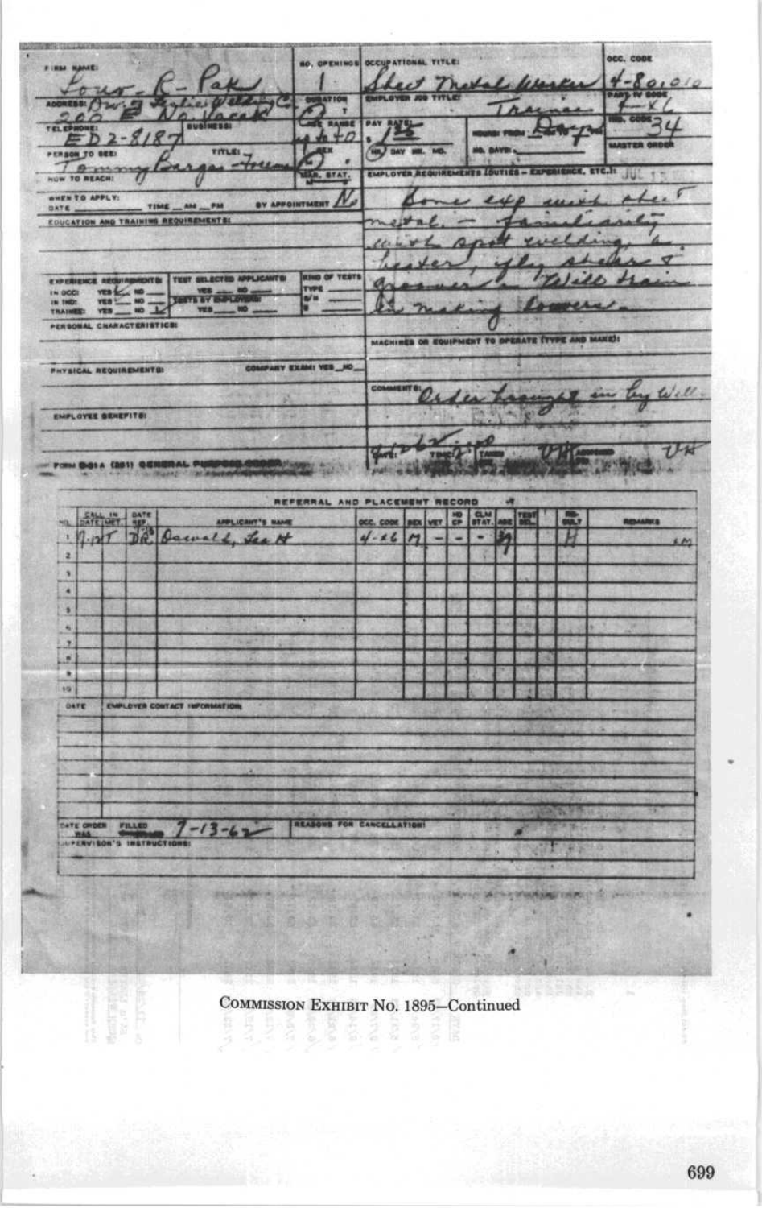| | | | |
|---|---|---|---|
| FIRM NAME: Four-R-Pak | NO. OPENINGS 1 | OCCUPATIONAL TITLE: Sheet Metal Worker | OCC. CODE 4-80.010 |
| ADDRESS: Div of Taylor Welder Co. 200 E No. Vacek | DURATION P | EMPLOYER JOB TITLE: Trainee | PART IV CODE 4-XL |
| TELEPHONE: ED 2-8187 BUSINESS: | AGE RANGE up to 40 | PAY RATE: $1.25 HR. DAY WK. MO. / HOURS FROM: Days | IND. CODE 34 |
| PERSON TO SEE: Tommy Burgess TITLE: Foreman | SEX M | NO. DAYS: | MASTER ORDER |
| HOW TO REACH: | MAR. STAT. | EMPLOYER REQUIREMENTS (DUTIES – EXPERIENCE, ETC.): Some exp with sheet metal. – familiarity with spot welding, a heater, fly shaker & groover. Will train in making louvers. | JUL 13 |
| WHEN TO APPLY: DATE ___ TIME ___ AM ___ PM | BY APPOINTMENT N | | |
| EDUCATION AND TRAINING REQUIREMENTS: | | | |
| EXPERIENCE REQUIREMENTS: IN OCC: YES ✓ NO ___ IN IND: YES ___ NO ___ TRAINEE: YES ___ NO ✓ | TEST SELECTED APPLICANTS: YES ___ NO ___ TESTS BY EMPLOYERS: YES ___ NO ___ | KIND OF TESTS: TYPE ___ S/H ___ B ___ | |
| PERSONAL CHARACTERISTICS: | | MACHINES OR EQUIPMENT TO OPERATE (TYPE AND MAKE): | |
| PHYSICAL REQUIREMENTS: | COMPANY EXAM: YES ___ NO ___ | COMMENTS: Order brought in by Will. | |
| EMPLOYEE BENEFITS: | | DATE: 7-12-62 TIME: TAKEN: VH ASSIGNED: VH | |

FORM 0401A (281) GENERAL PURPOSE ORDER

REFERRAL AND PLACEMENT RECORD

| NO. | CALL IN DATE | MET | DATE REF. | APPLICANT'S NAME | OCC. CODE | SEX | VET | HD CP | CLM STAT. | AGE | TEST SEL. | | RE-SULT | REMARKS |
|---|---|---|---|---|---|---|---|---|---|---|---|---|---|---|
| 1 | 7-13 | T | DR | Oswald, Lee H | 4-x6 | M | – | – | – | 39 | | | H | |
| 2 | | | | | | | | | | | | | | |
| 3 | | | | | | | | | | | | | | |
| 4 | | | | | | | | | | | | | | |
| 5 | | | | | | | | | | | | | | |
| 6 | | | | | | | | | | | | | | |
| 7 | | | | | | | | | | | | | | |
| 8 | | | | | | | | | | | | | | |
| 9 | | | | | | | | | | | | | | |
| 10 | | | | | | | | | | | | | | |

| DATE | EMPLOYER CONTACT INFORMATION |
|---|---|
| | |

DATE ORDER WAS FILLED / CANCELLED: 7-13-62

REASONS FOR CANCELLATION:

SUPERVISOR'S INSTRUCTIONS:

COMMISSION EXHIBIT No. 1895—Continued